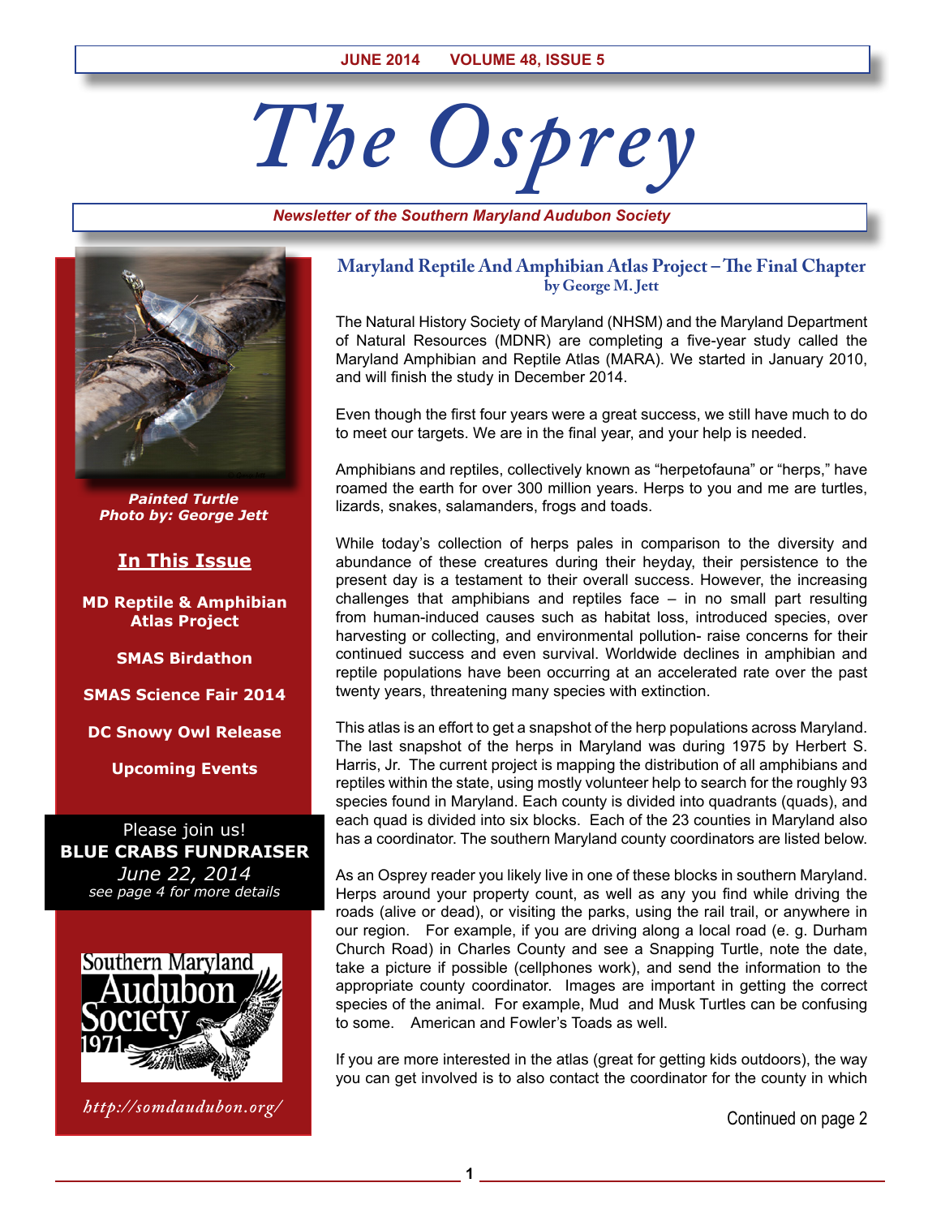# The Osprey

*Newsletter of the Southern Maryland Audubon Society*

***Painted Turtle***
***Photo by: George Jett***

## In This Issue

**MD Reptile & Amphibian Atlas Project**

**SMAS Birdathon**

**SMAS Science Fair 2014**

**DC Snowy Owl Release**

**Upcoming Events**

Please join us!
**BLUE CRABS FUNDRAISER**
*June 22, 2014*
*see page 4 for more details*

*http://somdaudubon.org/*

## Maryland Reptile And Amphibian Atlas Project – The Final Chapter

**by George M. Jett**

The Natural History Society of Maryland (NHSM) and the Maryland Department of Natural Resources (MDNR) are completing a five-year study called the Maryland Amphibian and Reptile Atlas (MARA). We started in January 2010, and will finish the study in December 2014.

Even though the first four years were a great success, we still have much to do to meet our targets. We are in the final year, and your help is needed.

Amphibians and reptiles, collectively known as "herpetofauna" or "herps," have roamed the earth for over 300 million years. Herps to you and me are turtles, lizards, snakes, salamanders, frogs and toads.

While today's collection of herps pales in comparison to the diversity and abundance of these creatures during their heyday, their persistence to the present day is a testament to their overall success. However, the increasing challenges that amphibians and reptiles face – in no small part resulting from human-induced causes such as habitat loss, introduced species, over harvesting or collecting, and environmental pollution- raise concerns for their continued success and even survival. Worldwide declines in amphibian and reptile populations have been occurring at an accelerated rate over the past twenty years, threatening many species with extinction.

This atlas is an effort to get a snapshot of the herp populations across Maryland. The last snapshot of the herps in Maryland was during 1975 by Herbert S. Harris, Jr. The current project is mapping the distribution of all amphibians and reptiles within the state, using mostly volunteer help to search for the roughly 93 species found in Maryland. Each county is divided into quadrants (quads), and each quad is divided into six blocks. Each of the 23 counties in Maryland also has a coordinator. The southern Maryland county coordinators are listed below.

As an Osprey reader you likely live in one of these blocks in southern Maryland. Herps around your property count, as well as any you find while driving the roads (alive or dead), or visiting the parks, using the rail trail, or anywhere in our region. For example, if you are driving along a local road (e. g. Durham Church Road) in Charles County and see a Snapping Turtle, note the date, take a picture if possible (cellphones work), and send the information to the appropriate county coordinator. Images are important in getting the correct species of the animal. For example, Mud and Musk Turtles can be confusing to some. American and Fowler's Toads as well.

If you are more interested in the atlas (great for getting kids outdoors), the way you can get involved is to also contact the coordinator for the county in which

Continued on page 2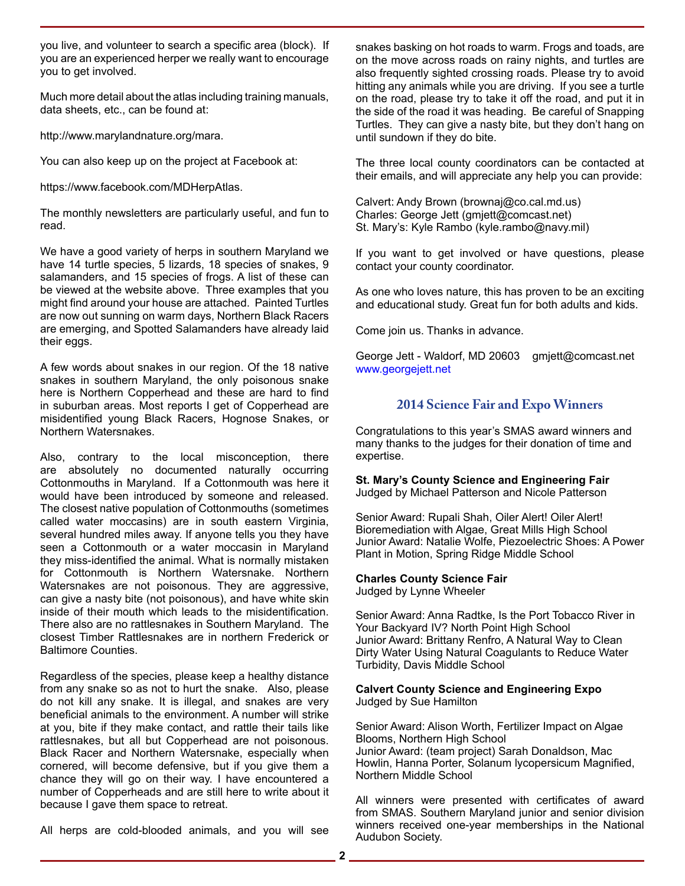you live, and volunteer to search a specific area (block). If you are an experienced herper we really want to encourage you to get involved.

Much more detail about the atlas including training manuals, data sheets, etc., can be found at:

http://www.marylandnature.org/mara.

You can also keep up on the project at Facebook at:

https://www.facebook.com/MDHerpAtlas.

The monthly newsletters are particularly useful, and fun to read.

We have a good variety of herps in southern Maryland we have 14 turtle species, 5 lizards, 18 species of snakes, 9 salamanders, and 15 species of frogs. A list of these can be viewed at the website above. Three examples that you might find around your house are attached. Painted Turtles are now out sunning on warm days, Northern Black Racers are emerging, and Spotted Salamanders have already laid their eggs.

A few words about snakes in our region. Of the 18 native snakes in southern Maryland, the only poisonous snake here is Northern Copperhead and these are hard to find in suburban areas. Most reports I get of Copperhead are misidentified young Black Racers, Hognose Snakes, or Northern Watersnakes.

Also, contrary to the local misconception, there are absolutely no documented naturally occurring Cottonmouths in Maryland. If a Cottonmouth was here it would have been introduced by someone and released. The closest native population of Cottonmouths (sometimes called water moccasins) are in south eastern Virginia, several hundred miles away. If anyone tells you they have seen a Cottonmouth or a water moccasin in Maryland they miss-identified the animal. What is normally mistaken for Cottonmouth is Northern Watersnake. Northern Watersnakes are not poisonous. They are aggressive, can give a nasty bite (not poisonous), and have white skin inside of their mouth which leads to the misidentification. There also are no rattlesnakes in Southern Maryland. The closest Timber Rattlesnakes are in northern Frederick or Baltimore Counties.

Regardless of the species, please keep a healthy distance from any snake so as not to hurt the snake. Also, please do not kill any snake. It is illegal, and snakes are very beneficial animals to the environment. A number will strike at you, bite if they make contact, and rattle their tails like rattlesnakes, but all but Copperhead are not poisonous. Black Racer and Northern Watersnake, especially when cornered, will become defensive, but if you give them a chance they will go on their way. I have encountered a number of Copperheads and are still here to write about it because I gave them space to retreat.

All herps are cold-blooded animals, and you will see snakes basking on hot roads to warm. Frogs and toads, are on the move across roads on rainy nights, and turtles are also frequently sighted crossing roads. Please try to avoid hitting any animals while you are driving. If you see a turtle on the road, please try to take it off the road, and put it in the side of the road it was heading. Be careful of Snapping Turtles. They can give a nasty bite, but they don't hang on until sundown if they do bite.

The three local county coordinators can be contacted at their emails, and will appreciate any help you can provide:

Calvert: Andy Brown (brownaj@co.cal.md.us)
Charles: George Jett (gmjett@comcast.net)
St. Mary's: Kyle Rambo (kyle.rambo@navy.mil)

If you want to get involved or have questions, please contact your county coordinator.

As one who loves nature, this has proven to be an exciting and educational study. Great fun for both adults and kids.

Come join us. Thanks in advance.

George Jett - Waldorf, MD 20603 gmjett@comcast.net
www.georgejett.net

## 2014 Science Fair and Expo Winners

Congratulations to this year's SMAS award winners and many thanks to the judges for their donation of time and expertise.

**St. Mary's County Science and Engineering Fair**
Judged by Michael Patterson and Nicole Patterson

Senior Award: Rupali Shah, Oiler Alert! Oiler Alert! Bioremediation with Algae, Great Mills High School
Junior Award: Natalie Wolfe, Piezoelectric Shoes: A Power Plant in Motion, Spring Ridge Middle School

**Charles County Science Fair**
Judged by Lynne Wheeler

Senior Award: Anna Radtke, Is the Port Tobacco River in Your Backyard IV? North Point High School
Junior Award: Brittany Renfro, A Natural Way to Clean Dirty Water Using Natural Coagulants to Reduce Water Turbidity, Davis Middle School

**Calvert County Science and Engineering Expo**
Judged by Sue Hamilton

Senior Award: Alison Worth, Fertilizer Impact on Algae Blooms, Northern High School
Junior Award: (team project) Sarah Donaldson, Mac Howlin, Hanna Porter, Solanum lycopersicum Magnified, Northern Middle School

All winners were presented with certificates of award from SMAS. Southern Maryland junior and senior division winners received one-year memberships in the National Audubon Society.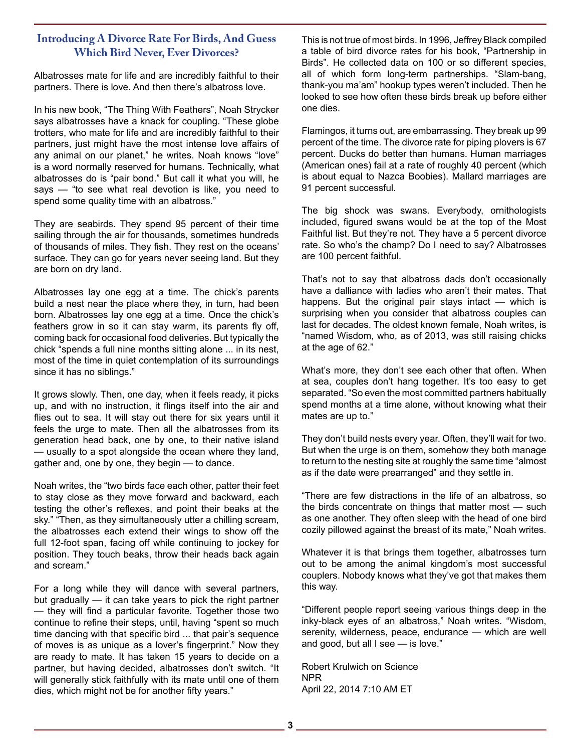## Introducing A Divorce Rate For Birds, And Guess Which Bird Never, Ever Divorces?

Albatrosses mate for life and are incredibly faithful to their partners. There is love. And then there's albatross love.

In his new book, "The Thing With Feathers", Noah Strycker says albatrosses have a knack for coupling. "These globe trotters, who mate for life and are incredibly faithful to their partners, just might have the most intense love affairs of any animal on our planet," he writes. Noah knows "love" is a word normally reserved for humans. Technically, what albatrosses do is "pair bond." But call it what you will, he says — "to see what real devotion is like, you need to spend some quality time with an albatross."

They are seabirds. They spend 95 percent of their time sailing through the air for thousands, sometimes hundreds of thousands of miles. They fish. They rest on the oceans' surface. They can go for years never seeing land. But they are born on dry land.

Albatrosses lay one egg at a time. The chick's parents build a nest near the place where they, in turn, had been born. Albatrosses lay one egg at a time. Once the chick's feathers grow in so it can stay warm, its parents fly off, coming back for occasional food deliveries. But typically the chick "spends a full nine months sitting alone ... in its nest, most of the time in quiet contemplation of its surroundings since it has no siblings."

It grows slowly. Then, one day, when it feels ready, it picks up, and with no instruction, it flings itself into the air and flies out to sea. It will stay out there for six years until it feels the urge to mate. Then all the albatrosses from its generation head back, one by one, to their native island — usually to a spot alongside the ocean where they land, gather and, one by one, they begin — to dance.

Noah writes, the "two birds face each other, patter their feet to stay close as they move forward and backward, each testing the other's reflexes, and point their beaks at the sky." "Then, as they simultaneously utter a chilling scream, the albatrosses each extend their wings to show off the full 12-foot span, facing off while continuing to jockey for position. They touch beaks, throw their heads back again and scream."

For a long while they will dance with several partners, but gradually — it can take years to pick the right partner — they will find a particular favorite. Together those two continue to refine their steps, until, having "spent so much time dancing with that specific bird ... that pair's sequence of moves is as unique as a lover's fingerprint." Now they are ready to mate. It has taken 15 years to decide on a partner, but having decided, albatrosses don't switch. "It will generally stick faithfully with its mate until one of them dies, which might not be for another fifty years."

This is not true of most birds. In 1996, Jeffrey Black compiled a table of bird divorce rates for his book, "Partnership in Birds". He collected data on 100 or so different species, all of which form long-term partnerships. "Slam-bang, thank-you ma'am" hookup types weren't included. Then he looked to see how often these birds break up before either one dies.

Flamingos, it turns out, are embarrassing. They break up 99 percent of the time. The divorce rate for piping plovers is 67 percent. Ducks do better than humans. Human marriages (American ones) fail at a rate of roughly 40 percent (which is about equal to Nazca Boobies). Mallard marriages are 91 percent successful.

The big shock was swans. Everybody, ornithologists included, figured swans would be at the top of the Most Faithful list. But they're not. They have a 5 percent divorce rate. So who's the champ? Do I need to say? Albatrosses are 100 percent faithful.

That's not to say that albatross dads don't occasionally have a dalliance with ladies who aren't their mates. That happens. But the original pair stays intact — which is surprising when you consider that albatross couples can last for decades. The oldest known female, Noah writes, is "named Wisdom, who, as of 2013, was still raising chicks at the age of 62."

What's more, they don't see each other that often. When at sea, couples don't hang together. It's too easy to get separated. "So even the most committed partners habitually spend months at a time alone, without knowing what their mates are up to."

They don't build nests every year. Often, they'll wait for two. But when the urge is on them, somehow they both manage to return to the nesting site at roughly the same time "almost as if the date were prearranged" and they settle in.

"There are few distractions in the life of an albatross, so the birds concentrate on things that matter most — such as one another. They often sleep with the head of one bird cozily pillowed against the breast of its mate," Noah writes.

Whatever it is that brings them together, albatrosses turn out to be among the animal kingdom's most successful couplers. Nobody knows what they've got that makes them this way.

"Different people report seeing various things deep in the inky-black eyes of an albatross," Noah writes. "Wisdom, serenity, wilderness, peace, endurance — which are well and good, but all I see — is love."

Robert Krulwich on Science
NPR
April 22, 2014 7:10 AM ET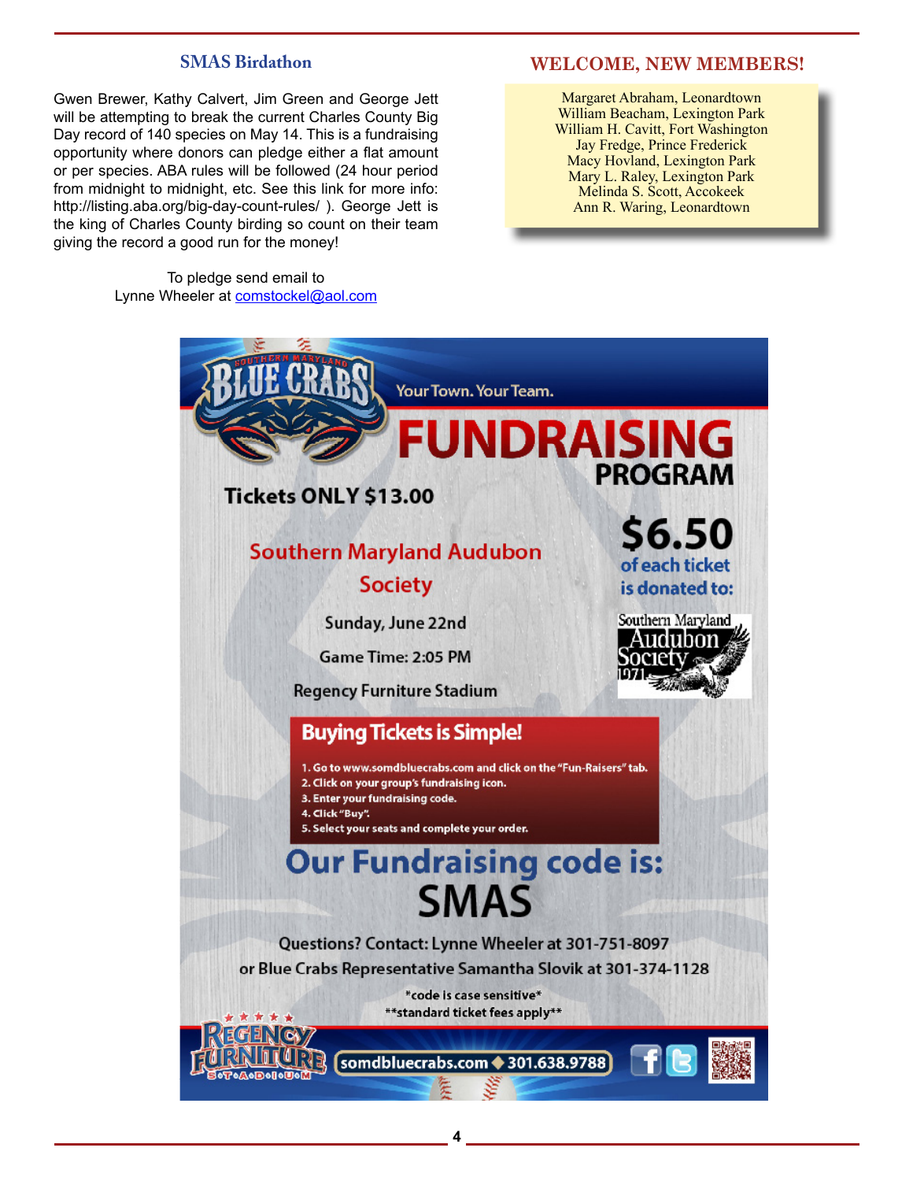## SMAS Birdathon

Gwen Brewer, Kathy Calvert, Jim Green and George Jett will be attempting to break the current Charles County Big Day record of 140 species on May 14. This is a fundraising opportunity where donors can pledge either a flat amount or per species. ABA rules will be followed (24 hour period from midnight to midnight, etc. See this link for more info: http://listing.aba.org/big-day-count-rules/ ). George Jett is the king of Charles County birding so count on their team giving the record a good run for the money!

To pledge send email to
Lynne Wheeler at comstockel@aol.com

## WELCOME, NEW MEMBERS!

Margaret Abraham, Leonardtown
William Beacham, Lexington Park
William H. Cavitt, Fort Washington
Jay Fredge, Prince Frederick
Macy Hovland, Lexington Park
Mary L. Raley, Lexington Park
Melinda S. Scott, Accokeek
Ann R. Waring, Leonardtown

Southern Maryland BLUE CRABS

Your Town. Your Team.

# FUNDRAISING PROGRAM

**Tickets ONLY $13.00**

**$6.50 of each ticket is donated to:**

Southern Maryland Audubon Society 1971

**Southern Maryland Audubon Society**

Sunday, June 22nd

Game Time: 2:05 PM

Regency Furniture Stadium

### Buying Tickets is Simple!

1. Go to www.somdbluecrabs.com and click on the "Fun-Raisers" tab.
2. Click on your group's fundraising icon.
3. Enter your fundraising code.
4. Click "Buy".
5. Select your seats and complete your order.

## Our Fundraising code is: SMAS

Questions? Contact: Lynne Wheeler at 301-751-8097
or Blue Crabs Representative Samantha Slovik at 301-374-1128

*code is case sensitive*
**standard ticket fees apply**

Regency Furniture Stadium | somdbluecrabs.com ◆ 301.638.9788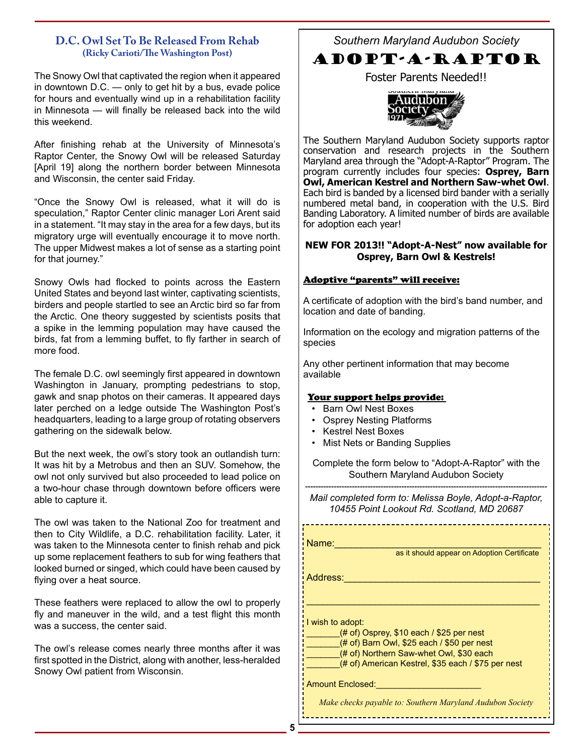## D.C. Owl Set To Be Released From Rehab

**(Ricky Carioti/The Washington Post)**

The Snowy Owl that captivated the region when it appeared in downtown D.C. — only to get hit by a bus, evade police for hours and eventually wind up in a rehabilitation facility in Minnesota — will finally be released back into the wild this weekend.

After finishing rehab at the University of Minnesota's Raptor Center, the Snowy Owl will be released Saturday [April 19] along the northern border between Minnesota and Wisconsin, the center said Friday.

"Once the Snowy Owl is released, what it will do is speculation," Raptor Center clinic manager Lori Arent said in a statement. "It may stay in the area for a few days, but its migratory urge will eventually encourage it to move north. The upper Midwest makes a lot of sense as a starting point for that journey."

Snowy Owls had flocked to points across the Eastern United States and beyond last winter, captivating scientists, birders and people startled to see an Arctic bird so far from the Arctic. One theory suggested by scientists posits that a spike in the lemming population may have caused the birds, fat from a lemming buffet, to fly farther in search of more food.

The female D.C. owl seemingly first appeared in downtown Washington in January, prompting pedestrians to stop, gawk and snap photos on their cameras. It appeared days later perched on a ledge outside The Washington Post's headquarters, leading to a large group of rotating observers gathering on the sidewalk below.

But the next week, the owl's story took an outlandish turn: It was hit by a Metrobus and then an SUV. Somehow, the owl not only survived but also proceeded to lead police on a two-hour chase through downtown before officers were able to capture it.

The owl was taken to the National Zoo for treatment and then to City Wildlife, a D.C. rehabilitation facility. Later, it was taken to the Minnesota center to finish rehab and pick up some replacement feathers to sub for wing feathers that looked burned or singed, which could have been caused by flying over a heat source.

These feathers were replaced to allow the owl to properly fly and maneuver in the wild, and a test flight this month was a success, the center said.

The owl's release comes nearly three months after it was first spotted in the District, along with another, less-heralded Snowy Owl patient from Wisconsin.

*Southern Maryland Audubon Society*

## ADOPT-A-RAPTOR

Foster Parents Needed!!

Southern Maryland Audubon Society 1971

The Southern Maryland Audubon Society supports raptor conservation and research projects in the Southern Maryland area through the "Adopt-A-Raptor" Program. The program currently includes four species: **Osprey, Barn Owl, American Kestrel and Northern Saw-whet Owl**. Each bird is banded by a licensed bird bander with a serially numbered metal band, in cooperation with the U.S. Bird Banding Laboratory. A limited number of birds are available for adoption each year!

**NEW FOR 2013!! "Adopt-A-Nest" now available for Osprey, Barn Owl & Kestrels!**

**Adoptive "parents" will receive:**

A certificate of adoption with the bird's band number, and location and date of banding.

Information on the ecology and migration patterns of the species

Any other pertinent information that may become available

**Your support helps provide:**

- Barn Owl Nest Boxes
- Osprey Nesting Platforms
- Kestrel Nest Boxes
- Mist Nets or Banding Supplies

Complete the form below to "Adopt-A-Raptor" with the Southern Maryland Audubon Society

*Mail completed form to: Melissa Boyle, Adopt-a-Raptor, 10455 Point Lookout Rd. Scotland, MD 20687*

Name:________________________________________
as it should appear on Adoption Certificate

Address:______________________________________

______________________________________________

I wish to adopt:
_______(# of) Osprey, $10 each / $25 per nest
_______(# of) Barn Owl, $25 each / $50 per nest
_______(# of) Northern Saw-whet Owl, $30 each
_______(# of) American Kestrel, $35 each / $75 per nest

Amount Enclosed:_____________________

*Make checks payable to: Southern Maryland Audubon Society*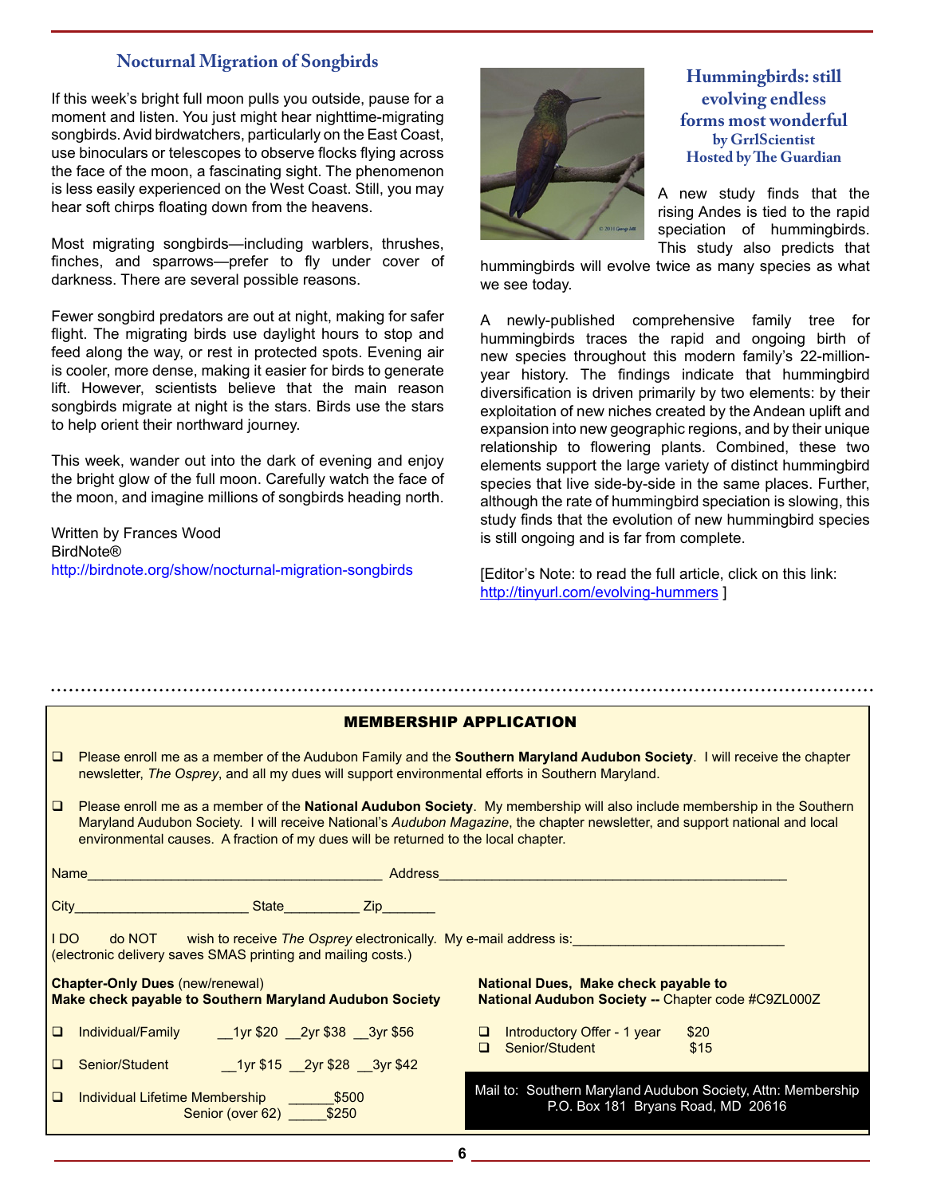## Nocturnal Migration of Songbirds

If this week's bright full moon pulls you outside, pause for a moment and listen. You just might hear nighttime-migrating songbirds. Avid birdwatchers, particularly on the East Coast, use binoculars or telescopes to observe flocks flying across the face of the moon, a fascinating sight. The phenomenon is less easily experienced on the West Coast. Still, you may hear soft chirps floating down from the heavens.

Most migrating songbirds—including warblers, thrushes, finches, and sparrows—prefer to fly under cover of darkness. There are several possible reasons.

Fewer songbird predators are out at night, making for safer flight. The migrating birds use daylight hours to stop and feed along the way, or rest in protected spots. Evening air is cooler, more dense, making it easier for birds to generate lift. However, scientists believe that the main reason songbirds migrate at night is the stars. Birds use the stars to help orient their northward journey.

This week, wander out into the dark of evening and enjoy the bright glow of the full moon. Carefully watch the face of the moon, and imagine millions of songbirds heading north.

Written by Frances Wood
BirdNote®
http://birdnote.org/show/nocturnal-migration-songbirds

## Hummingbirds: still evolving endless forms most wonderful

**by GrrlScientist**
**Hosted by The Guardian**

A new study finds that the rising Andes is tied to the rapid speciation of hummingbirds. This study also predicts that hummingbirds will evolve twice as many species as what we see today.

A newly-published comprehensive family tree for hummingbirds traces the rapid and ongoing birth of new species throughout this modern family's 22-million-year history. The findings indicate that hummingbird diversification is driven primarily by two elements: by their exploitation of new niches created by the Andean uplift and expansion into new geographic regions, and by their unique relationship to flowering plants. Combined, these two elements support the large variety of distinct hummingbird species that live side-by-side in the same places. Further, although the rate of hummingbird speciation is slowing, this study finds that the evolution of new hummingbird species is still ongoing and is far from complete.

[Editor's Note: to read the full article, click on this link: http://tinyurl.com/evolving-hummers ]

---

## MEMBERSHIP APPLICATION

- ❑ Please enroll me as a member of the Audubon Family and the **Southern Maryland Audubon Society**. I will receive the chapter newsletter, *The Osprey*, and all my dues will support environmental efforts in Southern Maryland.
- ❑ Please enroll me as a member of the **National Audubon Society**. My membership will also include membership in the Southern Maryland Audubon Society. I will receive National's *Audubon Magazine*, the chapter newsletter, and support national and local environmental causes. A fraction of my dues will be returned to the local chapter.

Name_______________________________________ Address_______________________________________________

City______________________ State__________ Zip_______

I DO do NOT wish to receive *The Osprey* electronically. My e-mail address is:____________________________
(electronic delivery saves SMAS printing and mailing costs.)

**Chapter-Only Dues** (new/renewal)
**Make check payable to Southern Maryland Audubon Society**

- ❑ Individual/Family __1yr $20 __2yr $38 __3yr $56
- ❑ Senior/Student __1yr $15 __2yr $28 __3yr $42
- ❑ Individual Lifetime Membership ______$500
  Senior (over 62) _____$250

**National Dues, Make check payable to**
**National Audubon Society --** Chapter code #C9ZL000Z

- ❑ Introductory Offer - 1 year $20
- ❑ Senior/Student $15

Mail to: Southern Maryland Audubon Society, Attn: Membership
P.O. Box 181 Bryans Road, MD 20616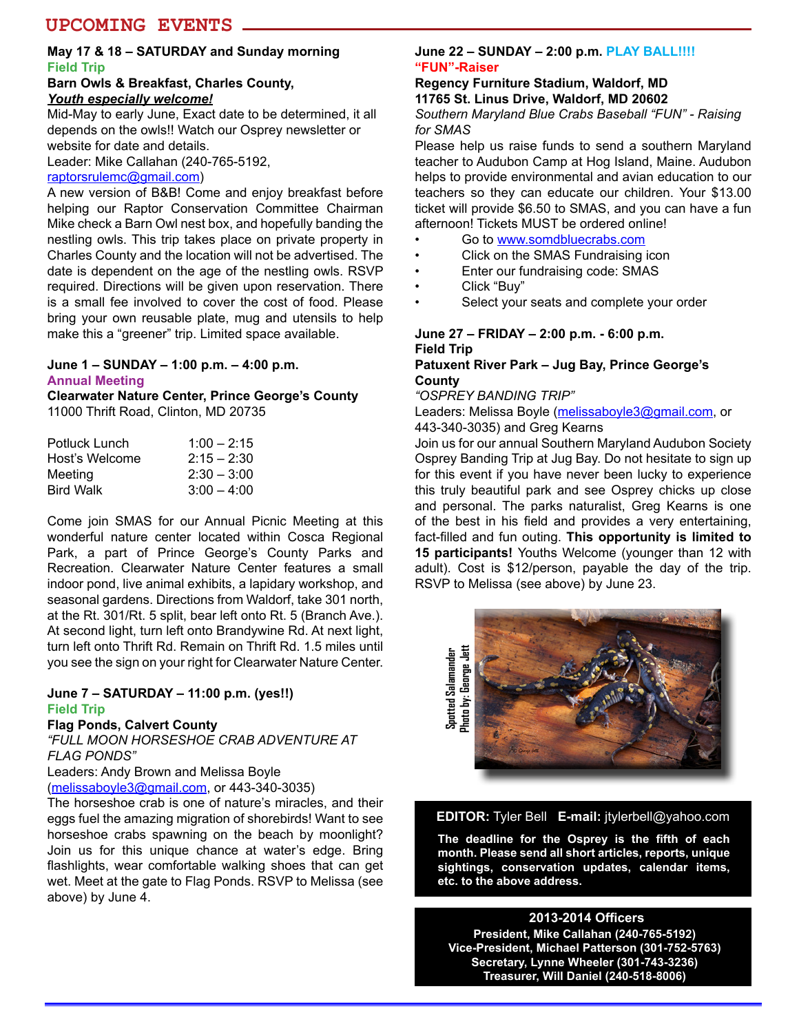## UPCOMING EVENTS

**May 17 & 18 – SATURDAY and Sunday morning**
**Field Trip**
**Barn Owls & Breakfast, Charles County,**
***Youth especially welcome!***
Mid-May to early June, Exact date to be determined, it all depends on the owls!! Watch our Osprey newsletter or website for date and details.
Leader: Mike Callahan (240-765-5192, raptorsrulemc@gmail.com)
A new version of B&B! Come and enjoy breakfast before helping our Raptor Conservation Committee Chairman Mike check a Barn Owl nest box, and hopefully banding the nestling owls. This trip takes place on private property in Charles County and the location will not be advertised. The date is dependent on the age of the nestling owls. RSVP required. Directions will be given upon reservation. There is a small fee involved to cover the cost of food. Please bring your own reusable plate, mug and utensils to help make this a "greener" trip. Limited space available.

**June 1 – SUNDAY – 1:00 p.m. – 4:00 p.m.**
**Annual Meeting**
**Clearwater Nature Center, Prince George's County**
11000 Thrift Road, Clinton, MD 20735

| | |
|---|---|
| Potluck Lunch | 1:00 – 2:15 |
| Host's Welcome | 2:15 – 2:30 |
| Meeting | 2:30 – 3:00 |
| Bird Walk | 3:00 – 4:00 |

Come join SMAS for our Annual Picnic Meeting at this wonderful nature center located within Cosca Regional Park, a part of Prince George's County Parks and Recreation. Clearwater Nature Center features a small indoor pond, live animal exhibits, a lapidary workshop, and seasonal gardens. Directions from Waldorf, take 301 north, at the Rt. 301/Rt. 5 split, bear left onto Rt. 5 (Branch Ave.). At second light, turn left onto Brandywine Rd. At next light, turn left onto Thrift Rd. Remain on Thrift Rd. 1.5 miles until you see the sign on your right for Clearwater Nature Center.

**June 7 – SATURDAY – 11:00 p.m. (yes!!)**
**Field Trip**
**Flag Ponds, Calvert County**
*"FULL MOON HORSESHOE CRAB ADVENTURE AT FLAG PONDS"*
Leaders: Andy Brown and Melissa Boyle (melissaboyle3@gmail.com, or 443-340-3035)
The horseshoe crab is one of nature's miracles, and their eggs fuel the amazing migration of shorebirds! Want to see horseshoe crabs spawning on the beach by moonlight? Join us for this unique chance at water's edge. Bring flashlights, wear comfortable walking shoes that can get wet. Meet at the gate to Flag Ponds. RSVP to Melissa (see above) by June 4.

**June 22 – SUNDAY – 2:00 p.m. PLAY BALL!!!!**
**"FUN"-Raiser**
**Regency Furniture Stadium, Waldorf, MD**
**11765 St. Linus Drive, Waldorf, MD 20602**
*Southern Maryland Blue Crabs Baseball "FUN" - Raising for SMAS*
Please help us raise funds to send a southern Maryland teacher to Audubon Camp at Hog Island, Maine. Audubon helps to provide environmental and avian education to our teachers so they can educate our children. Your $13.00 ticket will provide $6.50 to SMAS, and you can have a fun afternoon! Tickets MUST be ordered online!

- Go to www.somdbluecrabs.com
- Click on the SMAS Fundraising icon
- Enter our fundraising code: SMAS
- Click "Buy"
- Select your seats and complete your order

**June 27 – FRIDAY – 2:00 p.m. - 6:00 p.m.**
**Field Trip**
**Patuxent River Park – Jug Bay, Prince George's County**
*"OSPREY BANDING TRIP"*
Leaders: Melissa Boyle (melissaboyle3@gmail.com, or 443-340-3035) and Greg Kearns
Join us for our annual Southern Maryland Audubon Society Osprey Banding Trip at Jug Bay. Do not hesitate to sign up for this event if you have never been lucky to experience this truly beautiful park and see Osprey chicks up close and personal. The parks naturalist, Greg Kearns is one of the best in his field and provides a very entertaining, fact-filled and fun outing. **This opportunity is limited to 15 participants!** Youths Welcome (younger than 12 with adult). Cost is $12/person, payable the day of the trip. RSVP to Melissa (see above) by June 23.

Spotted Salamander
Photo by: George Jett

**EDITOR:** Tyler Bell **E-mail:** jtylerbell@yahoo.com

**The deadline for the Osprey is the fifth of each month. Please send all short articles, reports, unique sightings, conservation updates, calendar items, etc. to the above address.**

**2013-2014 Officers**
**President, Mike Callahan (240-765-5192)**
**Vice-President, Michael Patterson (301-752-5763)**
**Secretary, Lynne Wheeler (301-743-3236)**
**Treasurer, Will Daniel (240-518-8006)**